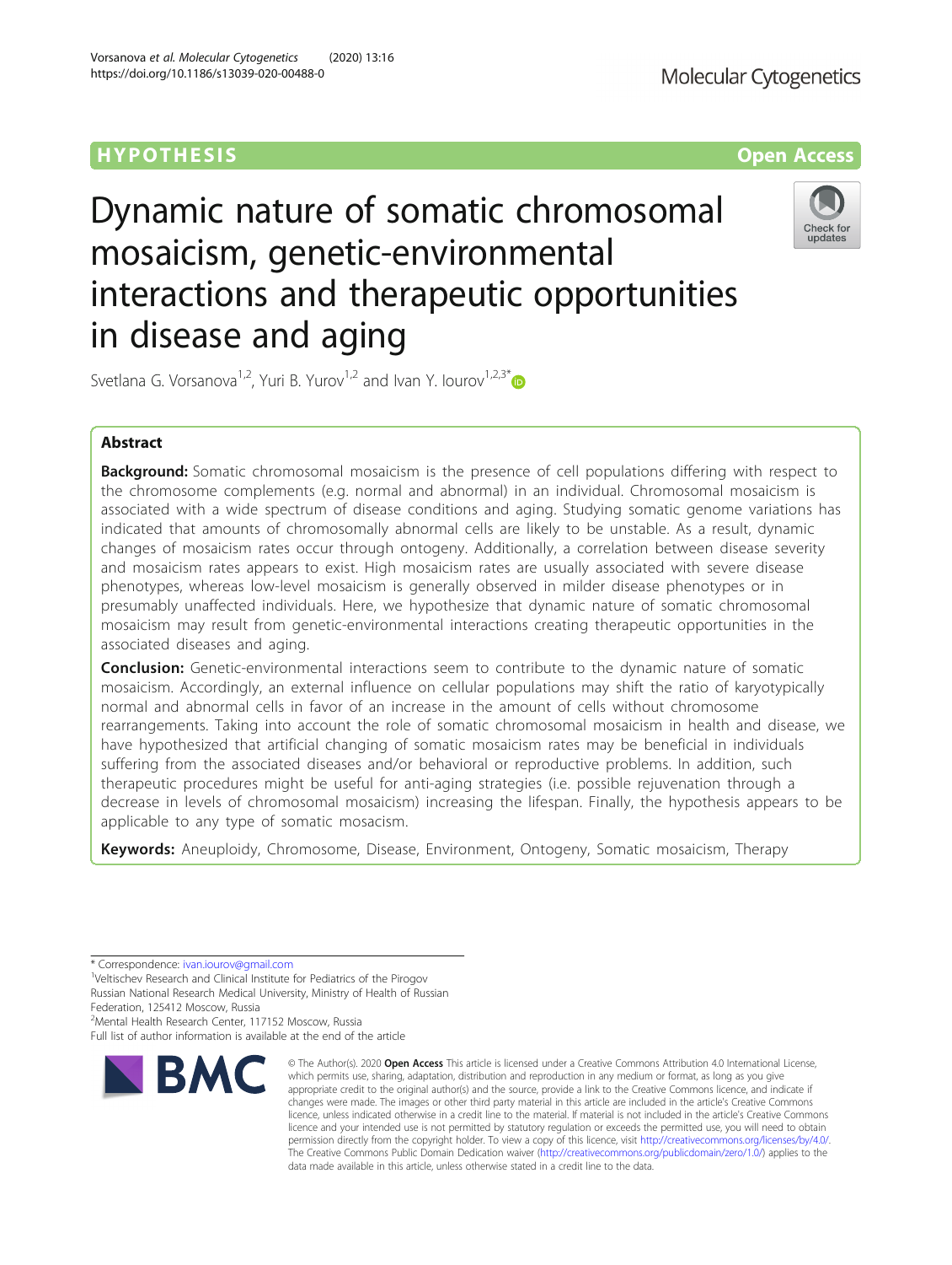HYPOTHESIS

Open Access

# Dynamic nature of somatic chromosomal mosaicism, genetic-environmental interactions and therapeutic opportunities in disease and aging

Svetlana G. Vorsanova[1,2], Yuri B. Yurov[1,2] and Ivan Y. Iourov[1,2,3*]

## Abstract

**Background:** Somatic chromosomal mosaicism is the presence of cell populations differing with respect to the chromosome complements (e.g. normal and abnormal) in an individual. Chromosomal mosaicism is associated with a wide spectrum of disease conditions and aging. Studying somatic genome variations has indicated that amounts of chromosomally abnormal cells are likely to be unstable. As a result, dynamic changes of mosaicism rates occur through ontogeny. Additionally, a correlation between disease severity and mosaicism rates appears to exist. High mosaicism rates are usually associated with severe disease phenotypes, whereas low-level mosaicism is generally observed in milder disease phenotypes or in presumably unaffected individuals. Here, we hypothesize that dynamic nature of somatic chromosomal mosaicism may result from genetic-environmental interactions creating therapeutic opportunities in the associated diseases and aging.

**Conclusion:** Genetic-environmental interactions seem to contribute to the dynamic nature of somatic mosaicism. Accordingly, an external influence on cellular populations may shift the ratio of karyotypically normal and abnormal cells in favor of an increase in the amount of cells without chromosome rearrangements. Taking into account the role of somatic chromosomal mosaicism in health and disease, we have hypothesized that artificial changing of somatic mosaicism rates may be beneficial in individuals suffering from the associated diseases and/or behavioral or reproductive problems. In addition, such therapeutic procedures might be useful for anti-aging strategies (i.e. possible rejuvenation through a decrease in levels of chromosomal mosaicism) increasing the lifespan. Finally, the hypothesis appears to be applicable to any type of somatic mosacism.

**Keywords:** Aneuploidy, Chromosome, Disease, Environment, Ontogeny, Somatic mosaicism, Therapy

---

\* Correspondence: ivan.iourov@gmail.com

[1]Veltischev Research and Clinical Institute for Pediatrics of the Pirogov Russian National Research Medical University, Ministry of Health of Russian Federation, 125412 Moscow, Russia

[2]Mental Health Research Center, 117152 Moscow, Russia

Full list of author information is available at the end of the article

© The Author(s). 2020 **Open Access** This article is licensed under a Creative Commons Attribution 4.0 International License, which permits use, sharing, adaptation, distribution and reproduction in any medium or format, as long as you give appropriate credit to the original author(s) and the source, provide a link to the Creative Commons licence, and indicate if changes were made. The images or other third party material in this article are included in the article's Creative Commons licence, unless indicated otherwise in a credit line to the material. If material is not included in the article's Creative Commons licence and your intended use is not permitted by statutory regulation or exceeds the permitted use, you will need to obtain permission directly from the copyright holder. To view a copy of this licence, visit http://creativecommons.org/licenses/by/4.0/. The Creative Commons Public Domain Dedication waiver (http://creativecommons.org/publicdomain/zero/1.0/) applies to the data made available in this article, unless otherwise stated in a credit line to the data.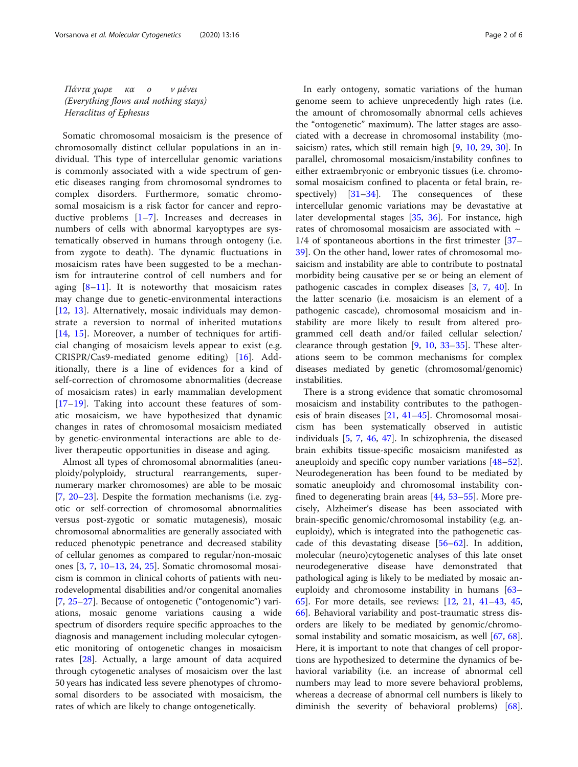*Πάντα χωρε κα ο ν μένει*
*(Everything flows and nothing stays)*
*Heraclitus of Ephesus*

Somatic chromosomal mosaicism is the presence of chromosomally distinct cellular populations in an individual. This type of intercellular genomic variations is commonly associated with a wide spectrum of genetic diseases ranging from chromosomal syndromes to complex disorders. Furthermore, somatic chromosomal mosaicism is a risk factor for cancer and reproductive problems [1–7]. Increases and decreases in numbers of cells with abnormal karyoptypes are systematically observed in humans through ontogeny (i.e. from zygote to death). The dynamic fluctuations in mosaicism rates have been suggested to be a mechanism for intrauterine control of cell numbers and for aging [8–11]. It is noteworthy that mosaicism rates may change due to genetic-environmental interactions [12, 13]. Alternatively, mosaic individuals may demonstrate a reversion to normal of inherited mutations [14, 15]. Moreover, a number of techniques for artificial changing of mosaicism levels appear to exist (e.g. CRISPR/Cas9-mediated genome editing) [16]. Additionally, there is a line of evidences for a kind of self-correction of chromosome abnormalities (decrease of mosaicism rates) in early mammalian development [17–19]. Taking into account these features of somatic mosaicism, we have hypothesized that dynamic changes in rates of chromosomal mosaicism mediated by genetic-environmental interactions are able to deliver therapeutic opportunities in disease and aging.

Almost all types of chromosomal abnormalities (aneuploidy/polyploidy, structural rearrangements, supernumerary marker chromosomes) are able to be mosaic [7, 20–23]. Despite the formation mechanisms (i.e. zygotic or self-correction of chromosomal abnormalities versus post-zygotic or somatic mutagenesis), mosaic chromosomal abnormalities are generally associated with reduced phenotypic penetrance and decreased stability of cellular genomes as compared to regular/non-mosaic ones [3, 7, 10–13, 24, 25]. Somatic chromosomal mosaicism is common in clinical cohorts of patients with neurodevelopmental disabilities and/or congenital anomalies [7, 25–27]. Because of ontogenetic ("ontogenomic") variations, mosaic genome variations causing a wide spectrum of disorders require specific approaches to the diagnosis and management including molecular cytogenetic monitoring of ontogenetic changes in mosaicism rates [28]. Actually, a large amount of data acquired through cytogenetic analyses of mosaicism over the last 50 years has indicated less severe phenotypes of chromosomal disorders to be associated with mosaicism, the rates of which are likely to change ontogenetically.

In early ontogeny, somatic variations of the human genome seem to achieve unprecedently high rates (i.e. the amount of chromosomally abnormal cells achieves the "ontogenetic" maximum). The latter stages are associated with a decrease in chromosomal instability (mosaicism) rates, which still remain high [9, 10, 29, 30]. In parallel, chromosomal mosaicism/instability confines to either extraembryonic or embryonic tissues (i.e. chromosomal mosaicism confined to placenta or fetal brain, respectively) [31–34]. The consequences of these intercellular genomic variations may be devastative at later developmental stages [35, 36]. For instance, high rates of chromosomal mosaicism are associated with ~ 1/4 of spontaneous abortions in the first trimester [37–39]. On the other hand, lower rates of chromosomal mosaicism and instability are able to contribute to postnatal morbidity being causative per se or being an element of pathogenic cascades in complex diseases [3, 7, 40]. In the latter scenario (i.e. mosaicism is an element of a pathogenic cascade), chromosomal mosaicism and instability are more likely to result from altered programmed cell death and/or failed cellular selection/clearance through gestation [9, 10, 33–35]. These alterations seem to be common mechanisms for complex diseases mediated by genetic (chromosomal/genomic) instabilities.

There is a strong evidence that somatic chromosomal mosaicism and instability contributes to the pathogenesis of brain diseases [21, 41–45]. Chromosomal mosaicism has been systematically observed in autistic individuals [5, 7, 46, 47]. In schizophrenia, the diseased brain exhibits tissue-specific mosaicism manifested as aneuploidy and specific copy number variations [48–52]. Neurodegeneration has been found to be mediated by somatic aneuploidy and chromosomal instability confined to degenerating brain areas [44, 53–55]. More precisely, Alzheimer's disease has been associated with brain-specific genomic/chromosomal instability (e.g. aneuploidy), which is integrated into the pathogenetic cascade of this devastating disease [56–62]. In addition, molecular (neuro)cytogenetic analyses of this late onset neurodegenerative disease have demonstrated that pathological aging is likely to be mediated by mosaic aneuploidy and chromosome instability in humans [63–65]. For more details, see reviews: [12, 21, 41–43, 45, 66]. Behavioral variability and post-traumatic stress disorders are likely to be mediated by genomic/chromosomal instability and somatic mosaicism, as well [67, 68]. Here, it is important to note that changes of cell proportions are hypothesized to determine the dynamics of behavioral variability (i.e. an increase of abnormal cell numbers may lead to more severe behavioral problems, whereas a decrease of abnormal cell numbers is likely to diminish the severity of behavioral problems) [68].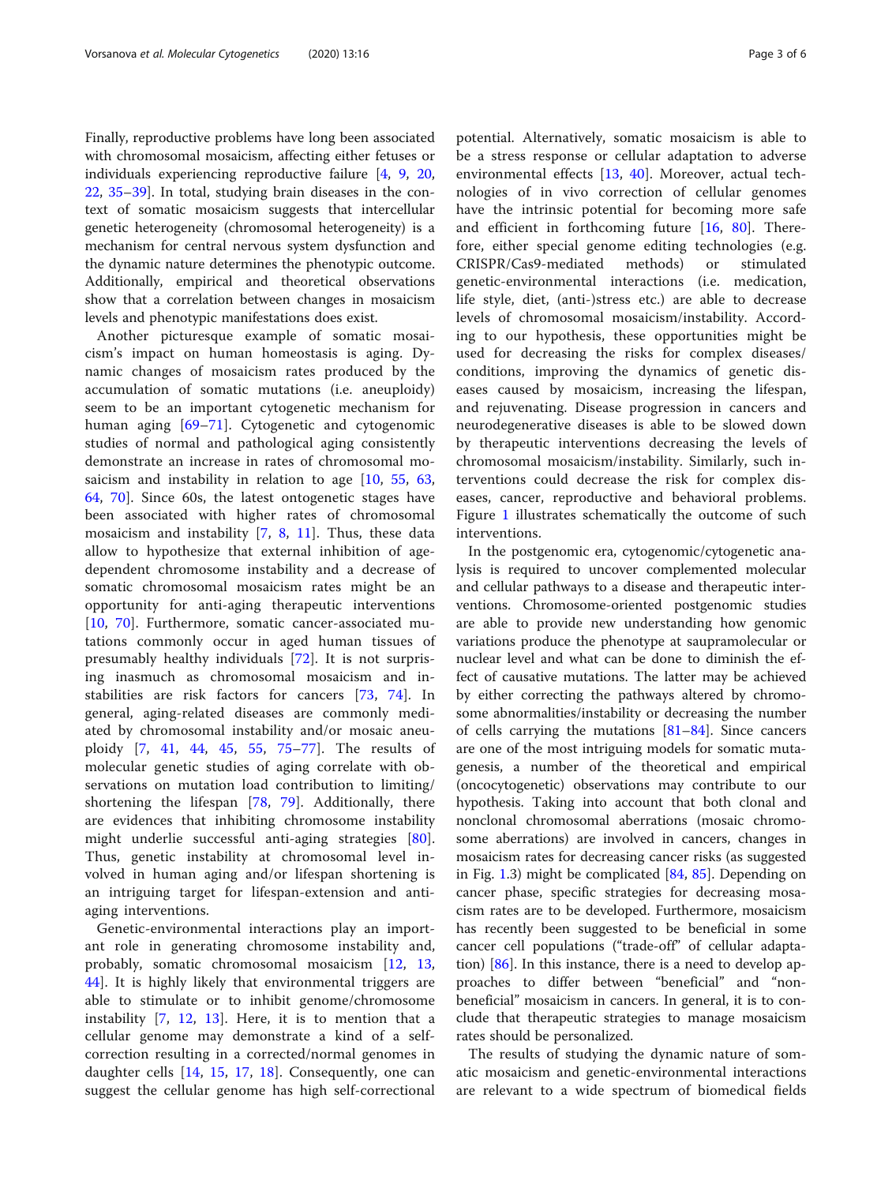Finally, reproductive problems have long been associated with chromosomal mosaicism, affecting either fetuses or individuals experiencing reproductive failure [4, 9, 20, 22, 35–39]. In total, studying brain diseases in the context of somatic mosaicism suggests that intercellular genetic heterogeneity (chromosomal heterogeneity) is a mechanism for central nervous system dysfunction and the dynamic nature determines the phenotypic outcome. Additionally, empirical and theoretical observations show that a correlation between changes in mosaicism levels and phenotypic manifestations does exist.

Another picturesque example of somatic mosaicism's impact on human homeostasis is aging. Dynamic changes of mosaicism rates produced by the accumulation of somatic mutations (i.e. aneuploidy) seem to be an important cytogenetic mechanism for human aging [69–71]. Cytogenetic and cytogenomic studies of normal and pathological aging consistently demonstrate an increase in rates of chromosomal mosaicism and instability in relation to age [10, 55, 63, 64, 70]. Since 60s, the latest ontogenetic stages have been associated with higher rates of chromosomal mosaicism and instability [7, 8, 11]. Thus, these data allow to hypothesize that external inhibition of age-dependent chromosome instability and a decrease of somatic chromosomal mosaicism rates might be an opportunity for anti-aging therapeutic interventions [10, 70]. Furthermore, somatic cancer-associated mutations commonly occur in aged human tissues of presumably healthy individuals [72]. It is not surprising inasmuch as chromosomal mosaicism and instabilities are risk factors for cancers [73, 74]. In general, aging-related diseases are commonly mediated by chromosomal instability and/or mosaic aneuploidy [7, 41, 44, 45, 55, 75–77]. The results of molecular genetic studies of aging correlate with observations on mutation load contribution to limiting/shortening the lifespan [78, 79]. Additionally, there are evidences that inhibiting chromosome instability might underlie successful anti-aging strategies [80]. Thus, genetic instability at chromosomal level involved in human aging and/or lifespan shortening is an intriguing target for lifespan-extension and anti-aging interventions.

Genetic-environmental interactions play an important role in generating chromosome instability and, probably, somatic chromosomal mosaicism [12, 13, 44]. It is highly likely that environmental triggers are able to stimulate or to inhibit genome/chromosome instability [7, 12, 13]. Here, it is to mention that a cellular genome may demonstrate a kind of a self-correction resulting in a corrected/normal genomes in daughter cells [14, 15, 17, 18]. Consequently, one can suggest the cellular genome has high self-correctional potential. Alternatively, somatic mosaicism is able to be a stress response or cellular adaptation to adverse environmental effects [13, 40]. Moreover, actual technologies of in vivo correction of cellular genomes have the intrinsic potential for becoming more safe and efficient in forthcoming future [16, 80]. Therefore, either special genome editing technologies (e.g. CRISPR/Cas9-mediated methods) or stimulated genetic-environmental interactions (i.e. medication, life style, diet, (anti-)stress etc.) are able to decrease levels of chromosomal mosaicism/instability. According to our hypothesis, these opportunities might be used for decreasing the risks for complex diseases/conditions, improving the dynamics of genetic diseases caused by mosaicism, increasing the lifespan, and rejuvenating. Disease progression in cancers and neurodegenerative diseases is able to be slowed down by therapeutic interventions decreasing the levels of chromosomal mosaicism/instability. Similarly, such interventions could decrease the risk for complex diseases, cancer, reproductive and behavioral problems. Figure 1 illustrates schematically the outcome of such interventions.

In the postgenomic era, cytogenomic/cytogenetic analysis is required to uncover complemented molecular and cellular pathways to a disease and therapeutic interventions. Chromosome-oriented postgenomic studies are able to provide new understanding how genomic variations produce the phenotype at saupramolecular or nuclear level and what can be done to diminish the effect of causative mutations. The latter may be achieved by either correcting the pathways altered by chromosome abnormalities/instability or decreasing the number of cells carrying the mutations [81–84]. Since cancers are one of the most intriguing models for somatic mutagenesis, a number of the theoretical and empirical (oncocytogenetic) observations may contribute to our hypothesis. Taking into account that both clonal and nonclonal chromosomal aberrations (mosaic chromosome aberrations) are involved in cancers, changes in mosaicism rates for decreasing cancer risks (as suggested in Fig. 1.3) might be complicated [84, 85]. Depending on cancer phase, specific strategies for decreasing mosacism rates are to be developed. Furthermore, mosaicism has recently been suggested to be beneficial in some cancer cell populations ("trade-off" of cellular adaptation) [86]. In this instance, there is a need to develop approaches to differ between "beneficial" and "non-beneficial" mosaicism in cancers. In general, it is to conclude that therapeutic strategies to manage mosaicism rates should be personalized.

The results of studying the dynamic nature of somatic mosaicism and genetic-environmental interactions are relevant to a wide spectrum of biomedical fields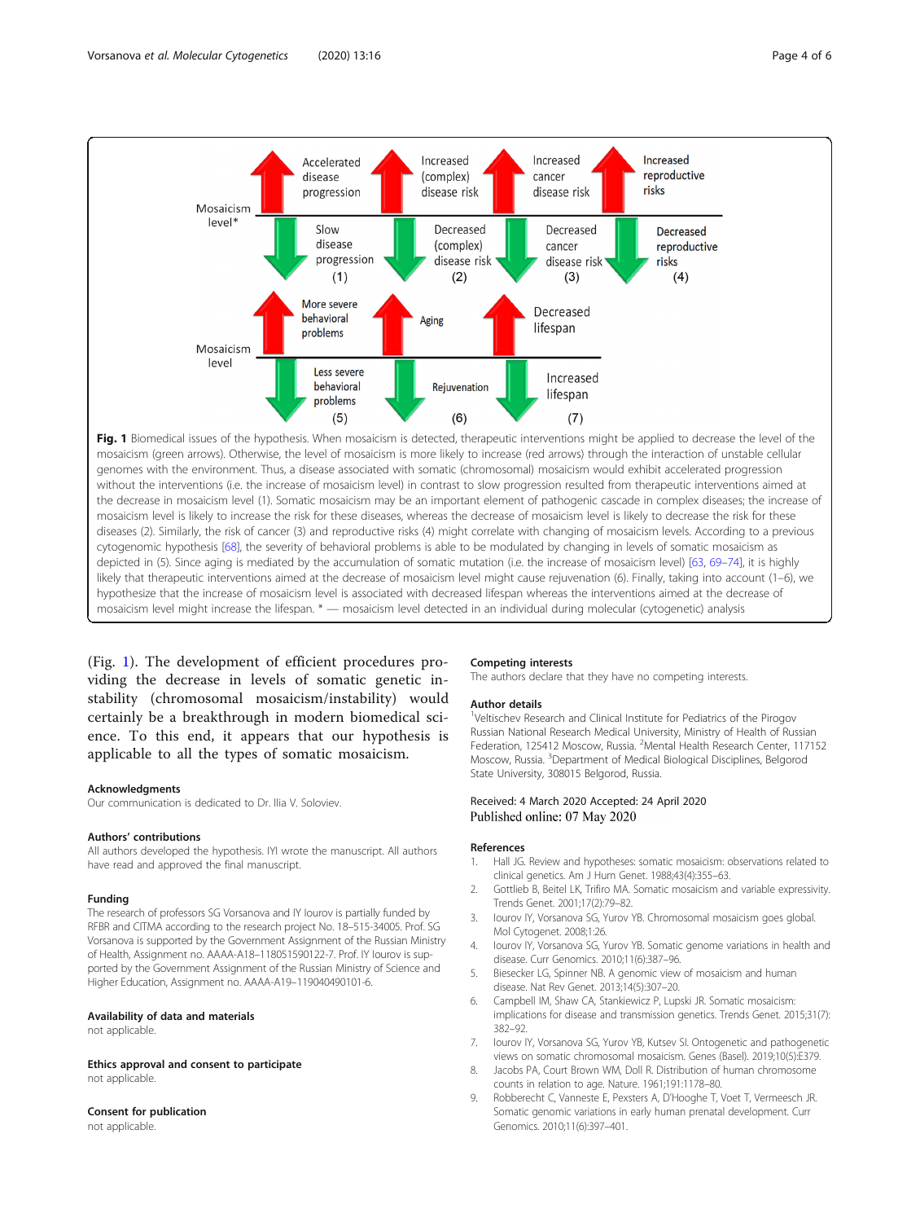**Fig. 1** Biomedical issues of the hypothesis. When mosaicism is detected, therapeutic interventions might be applied to decrease the level of the mosaicism (green arrows). Otherwise, the level of mosaicism is more likely to increase (red arrows) through the interaction of unstable cellular genomes with the environment. Thus, a disease associated with somatic (chromosomal) mosaicism would exhibit accelerated progression without the interventions (i.e. the increase of mosaicism level) in contrast to slow progression resulted from therapeutic interventions aimed at the decrease in mosaicism level (1). Somatic mosaicism may be an important element of pathogenic cascade in complex diseases; the increase of mosaicism level is likely to increase the risk for these diseases, whereas the decrease of mosaicism level is likely to decrease the risk for these diseases (2). Similarly, the risk of cancer (3) and reproductive risks (4) might correlate with changing of mosaicism levels. According to a previous cytogenomic hypothesis [68], the severity of behavioral problems is able to be modulated by changing in levels of somatic mosaicism as depicted in (5). Since aging is mediated by the accumulation of somatic mutation (i.e. the increase of mosaicism level) [63, 69–74], it is highly likely that therapeutic interventions aimed at the decrease of mosaicism level might cause rejuvenation (6). Finally, taking into account (1–6), we hypothesize that the increase of mosaicism level is associated with decreased lifespan whereas the interventions aimed at the decrease of mosaicism level might increase the lifespan. * — mosaicism level detected in an individual during molecular (cytogenetic) analysis

(Fig. 1). The development of efficient procedures providing the decrease in levels of somatic genetic instability (chromosomal mosaicism/instability) would certainly be a breakthrough in modern biomedical science. To this end, it appears that our hypothesis is applicable to all the types of somatic mosaicism.

### Acknowledgments
Our communication is dedicated to Dr. Ilia V. Soloviev.

### Authors' contributions
All authors developed the hypothesis. IYI wrote the manuscript. All authors have read and approved the final manuscript.

### Funding
The research of professors SG Vorsanova and IY Iourov is partially funded by RFBR and CITMA according to the research project No. 18–515-34005. Prof. SG Vorsanova is supported by the Government Assignment of the Russian Ministry of Health, Assignment no. AAAA-A18–118051590122-7. Prof. IY Iourov is supported by the Government Assignment of the Russian Ministry of Science and Higher Education, Assignment no. AAAA-A19–119040490101-6.

### Availability of data and materials
not applicable.

### Ethics approval and consent to participate
not applicable.

### Consent for publication
not applicable.

### Competing interests
The authors declare that they have no competing interests.

### Author details
[1]Veltischev Research and Clinical Institute for Pediatrics of the Pirogov Russian National Research Medical University, Ministry of Health of Russian Federation, 125412 Moscow, Russia. [2]Mental Health Research Center, 117152 Moscow, Russia. [3]Department of Medical Biological Disciplines, Belgorod State University, 308015 Belgorod, Russia.

Received: 4 March 2020 Accepted: 24 April 2020
Published online: 07 May 2020

### References
1. Hall JG. Review and hypotheses: somatic mosaicism: observations related to clinical genetics. Am J Hum Genet. 1988;43(4):355–63.
2. Gottlieb B, Beitel LK, Trifiro MA. Somatic mosaicism and variable expressivity. Trends Genet. 2001;17(2):79–82.
3. Iourov IY, Vorsanova SG, Yurov YB. Chromosomal mosaicism goes global. Mol Cytogenet. 2008;1:26.
4. Iourov IY, Vorsanova SG, Yurov YB. Somatic genome variations in health and disease. Curr Genomics. 2010;11(6):387–96.
5. Biesecker LG, Spinner NB. A genomic view of mosaicism and human disease. Nat Rev Genet. 2013;14(5):307–20.
6. Campbell IM, Shaw CA, Stankiewicz P, Lupski JR. Somatic mosaicism: implications for disease and transmission genetics. Trends Genet. 2015;31(7):382–92.
7. Iourov IY, Vorsanova SG, Yurov YB, Kutsev SI. Ontogenetic and pathogenetic views on somatic chromosomal mosaicism. Genes (Basel). 2019;10(5):E379.
8. Jacobs PA, Court Brown WM, Doll R. Distribution of human chromosome counts in relation to age. Nature. 1961;191:1178–80.
9. Robberecht C, Vanneste E, Pexsters A, D'Hooghe T, Voet T, Vermeesch JR. Somatic genomic variations in early human prenatal development. Curr Genomics. 2010;11(6):397–401.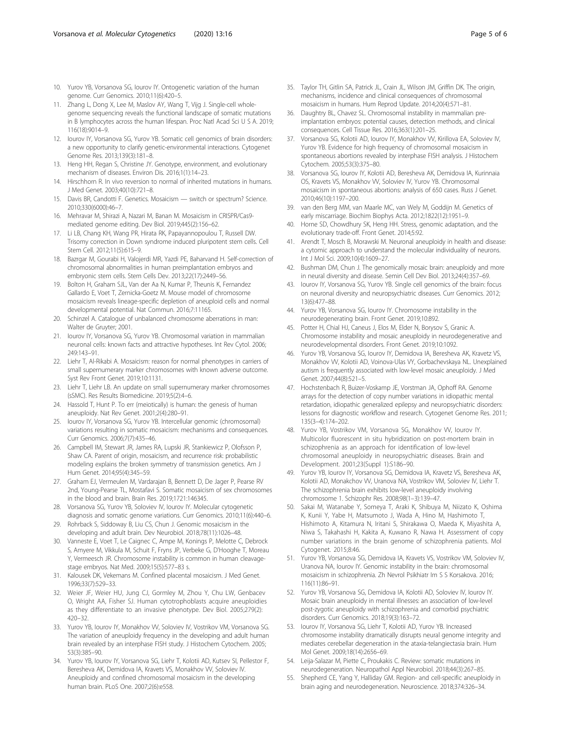10. Yurov YB, Vorsanova SG, Iourov IY. Ontogenetic variation of the human genome. Curr Genomics. 2010;11(6):420–5.
11. Zhang L, Dong X, Lee M, Maslov AY, Wang T, Vijg J. Single-cell whole-genome sequencing reveals the functional landscape of somatic mutations in B lymphocytes across the human lifespan. Proc Natl Acad Sci U S A. 2019; 116(18):9014–9.
12. Iourov IY, Vorsanova SG, Yurov YB. Somatic cell genomics of brain disorders: a new opportunity to clarify genetic-environmental interactions. Cytogenet Genome Res. 2013;139(3):181–8.
13. Heng HH, Regan S, Christine JY. Genotype, environment, and evolutionary mechanism of diseases. Environ Dis. 2016;1(1):14–23.
14. Hirschhorn R. In vivo reversion to normal of inherited mutations in humans. J Med Genet. 2003;40(10):721–8.
15. Davis BR, Candotti F. Genetics. Mosaicism — switch or spectrum? Science. 2010;330(6000):46–7.
16. Mehravar M, Shirazi A, Nazari M, Banan M. Mosaicism in CRISPR/Cas9-mediated genome editing. Dev Biol. 2019;445(2):156–62.
17. Li LB, Chang KH, Wang PR, Hirata RK, Papayannopoulou T, Russell DW. Trisomy correction in Down syndrome induced pluripotent stem cells. Cell Stem Cell. 2012;11(5):615–9.
18. Bazrgar M, Gourabi H, Valojerdi MR, Yazdi PE, Baharvand H. Self-correction of chromosomal abnormalities in human preimplantation embryos and embryonic stem cells. Stem Cells Dev. 2013;22(17):2449–56.
19. Bolton H, Graham SJL, Van der Aa N, Kumar P, Theunis K, Fernandez Gallardo E, Voet T, Zernicka-Goetz M. Mouse model of chromosome mosaicism reveals lineage-specific depletion of aneuploid cells and normal developmental potential. Nat Commun. 2016;7:11165.
20. Schinzel A. Catalogue of unbalanced chromosome aberrations in man: Walter de Gruyter; 2001.
21. Iourov IY, Vorsanova SG, Yurov YB. Chromosomal variation in mammalian neuronal cells: known facts and attractive hypotheses. Int Rev Cytol. 2006; 249:143–91.
22. Liehr T, Al-Rikabi A. Mosaicism: reason for normal phenotypes in carriers of small supernumerary marker chromosomes with known adverse outcome. Syst Rev Front Genet. 2019;10:1131.
23. Liehr T, Liehr LB. An update on small supernumerary marker chromosomes (sSMC). Res Results Biomedicine. 2019;5(2):4–6.
24. Hassold T, Hunt P. To err (meiotically) is human: the genesis of human aneuploidy. Nat Rev Genet. 2001;2(4):280–91.
25. Iourov IY, Vorsanova SG, Yurov YB. Intercellular genomic (chromosomal) variations resulting in somatic mosaicism: mechanisms and consequences. Curr Genomics. 2006;7(7):435–46.
26. Campbell IM, Stewart JR, James RA, Lupski JR, Stankiewicz P, Olofsson P, Shaw CA. Parent of origin, mosaicism, and recurrence risk: probabilistic modeling explains the broken symmetry of transmission genetics. Am J Hum Genet. 2014;95(4):345–59.
27. Graham EJ, Vermeulen M, Vardarajan B, Bennett D, De Jager P, Pearse RV 2nd, Young-Pearse TL, Mostafavi S. Somatic mosaicism of sex chromosomes in the blood and brain. Brain Res. 2019;1721:146345.
28. Vorsanova SG, Yurov YB, Soloviev IV, Iourov IY. Molecular cytogenetic diagnosis and somatic genome variations. Curr Genomics. 2010;11(6):440–6.
29. Rohrback S, Siddoway B, Liu CS, Chun J. Genomic mosaicism in the developing and adult brain. Dev Neurobiol. 2018;78(11):1026–48.
30. Vanneste E, Voet T, Le Caignec C, Ampe M, Konings P, Melotte C, Debrock S, Amyere M, Vikkula M, Schuit F, Fryns JP, Verbeke G, D'Hooghe T, Moreau Y, Vermeesch JR. Chromosome instability is common in human cleavage-stage embryos. Nat Med. 2009;15(5):577–83 s.
31. Kalousek DK, Vekemans M. Confined placental mosaicism. J Med Genet. 1996;33(7):529–33.
32. Weier JF, Weier HU, Jung CJ, Gormley M, Zhou Y, Chu LW, Genbacev O, Wright AA, Fisher SJ. Human cytotrophoblasts acquire aneuploidies as they differentiate to an invasive phenotype. Dev Biol. 2005;279(2): 420–32.
33. Yurov YB, Iourov IY, Monakhov VV, Soloviev IV, Vostrikov VM, Vorsanova SG. The variation of aneuploidy frequency in the developing and adult human brain revealed by an interphase FISH study. J Histochem Cytochem. 2005; 53(3):385–90.
34. Yurov YB, Iourov IY, Vorsanova SG, Liehr T, Kolotii AD, Kutsev SI, Pellestor F, Beresheva AK, Demidova IA, Kravets VS, Monakhov VV, Soloviev IV. Aneuploidy and confined chromosomal mosaicism in the developing human brain. PLoS One. 2007;2(6):e558.
35. Taylor TH, Gitlin SA, Patrick JL, Crain JL, Wilson JM, Griffin DK. The origin, mechanisms, incidence and clinical consequences of chromosomal mosaicism in humans. Hum Reprod Update. 2014;20(4):571–81.
36. Daughtry BL, Chavez SL. Chromosomal instability in mammalian pre-implantation embryos: potential causes, detection methods, and clinical consequences. Cell Tissue Res. 2016;363(1):201–25.
37. Vorsanova SG, Kolotii AD, Iourov IY, Monakhov VV, Kirillova EA, Soloviev IV, Yurov YB. Evidence for high frequency of chromosomal mosaicism in spontaneous abortions revealed by interphase FISH analysis. J Histochem Cytochem. 2005;53(3):375–80.
38. Vorsanova SG, Iourov IY, Kolotii AD, Beresheva AK, Demidova IA, Kurinnaia OS, Kravets VS, Monakhov VV, Soloviev IV, Yurov YB. Chromosomal mosaicism in spontaneous abortions: analysis of 650 cases. Russ J Genet. 2010;46(10):1197–200.
39. van den Berg MM, van Maarle MC, van Wely M, Goddijn M. Genetics of early miscarriage. Biochim Biophys Acta. 2012;1822(12):1951–9.
40. Horne SD, Chowdhury SK, Heng HH. Stress, genomic adaptation, and the evolutionary trade-off. Front Genet. 2014;5:92.
41. Arendt T, Mosch B, Morawski M. Neuronal aneuploidy in health and disease: a cytomic approach to understand the molecular individuality of neurons. Int J Mol Sci. 2009;10(4):1609–27.
42. Bushman DM, Chun J. The genomically mosaic brain: aneuploidy and more in neural diversity and disease. Semin Cell Dev Biol. 2013;24(4):357–69.
43. Iourov IY, Vorsanova SG, Yurov YB. Single cell genomics of the brain: focus on neuronal diversity and neuropsychiatric diseases. Curr Genomics. 2012; 13(6):477–88.
44. Yurov YB, Vorsanova SG, Iourov IY. Chromosome instability in the neurodegenerating brain. Front Genet. 2019;10:892.
45. Potter H, Chial HJ, Caneus J, Elos M, Elder N, Borysov S, Granic A. Chromosome instability and mosaic aneuploidy in neurodegenerative and neurodevelopmental disorders. Front Genet. 2019;10:1092.
46. Yurov YB, Vorsanova SG, Iourov IY, Demidova IA, Beresheva AK, Kravetz VS, Monakhov VV, Kolotii AD, Voinova-Ulas VY, Gorbachevskaya NL. Unexplained autism is frequently associated with low-level mosaic aneuploidy. J Med Genet. 2007;44(8):521–5.
47. Hochstenbach R, Buizer-Voskamp JE, Vorstman JA, Ophoff RA. Genome arrays for the detection of copy number variations in idiopathic mental retardation, idiopathic generalized epilepsy and neuropsychiatric disorders: lessons for diagnostic workflow and research. Cytogenet Genome Res. 2011; 135(3–4):174–202.
48. Yurov YB, Vostrikov VM, Vorsanova SG, Monakhov VV, Iourov IY. Multicolor fluorescent in situ hybridization on post-mortem brain in schizophrenia as an approach for identification of low-level chromosomal aneuploidy in neuropsychiatric diseases. Brain and Development. 2001;23(Suppl 1):S186–90.
49. Yurov YB, Iourov IY, Vorsanova SG, Demidova IA, Kravetz VS, Beresheva AK, Kolotii AD, Monakchov VV, Uranova NA, Vostrikov VM, Soloviev IV, Liehr T. The schizophrenia brain exhibits low-level aneuploidy involving chromosome 1. Schizophr Res. 2008;98(1–3):139–47.
50. Sakai M, Watanabe Y, Someya T, Araki K, Shibuya M, Niizato K, Oshima K, Kunii Y, Yabe H, Matsumoto J, Wada A, Hino M, Hashimoto T, Hishimoto A, Kitamura N, Iritani S, Shirakawa O, Maeda K, Miyashita A, Niwa S, Takahashi H, Kakita A, Kuwano R, Nawa H. Assessment of copy number variations in the brain genome of schizophrenia patients. Mol Cytogenet. 2015;8:46.
51. Yurov YB, Vorsanova SG, Demidova IA, Kravets VS, Vostrikov VM, Soloviev IV, Uranova NA, Iourov IY. Genomic instability in the brain: chromosomal mosaicism in schizophrenia. Zh Nevrol Psikhiatr Im S S Korsakova. 2016; 116(11):86–91.
52. Yurov YB, Vorsanova SG, Demidova IA, Kolotii AD, Soloviev IV, Iourov IY. Mosaic brain aneuploidy in mental illnesses: an association of low-level post-zygotic aneuploidy with schizophrenia and comorbid psychiatric disorders. Curr Genomics. 2018;19(3):163–72.
53. Iourov IY, Vorsanova SG, Liehr T, Kolotii AD, Yurov YB. Increased chromosome instability dramatically disrupts neural genome integrity and mediates cerebellar degeneration in the ataxia-telangiectasia brain. Hum Mol Genet. 2009;18(14):2656–69.
54. Leija-Salazar M, Piette C, Proukakis C. Review: somatic mutations in neurodegeneration. Neuropathol Appl Neurobiol. 2018;44(3):267–85.
55. Shepherd CE, Yang Y, Halliday GM. Region- and cell-specific aneuploidy in brain aging and neurodegeneration. Neuroscience. 2018;374:326–34.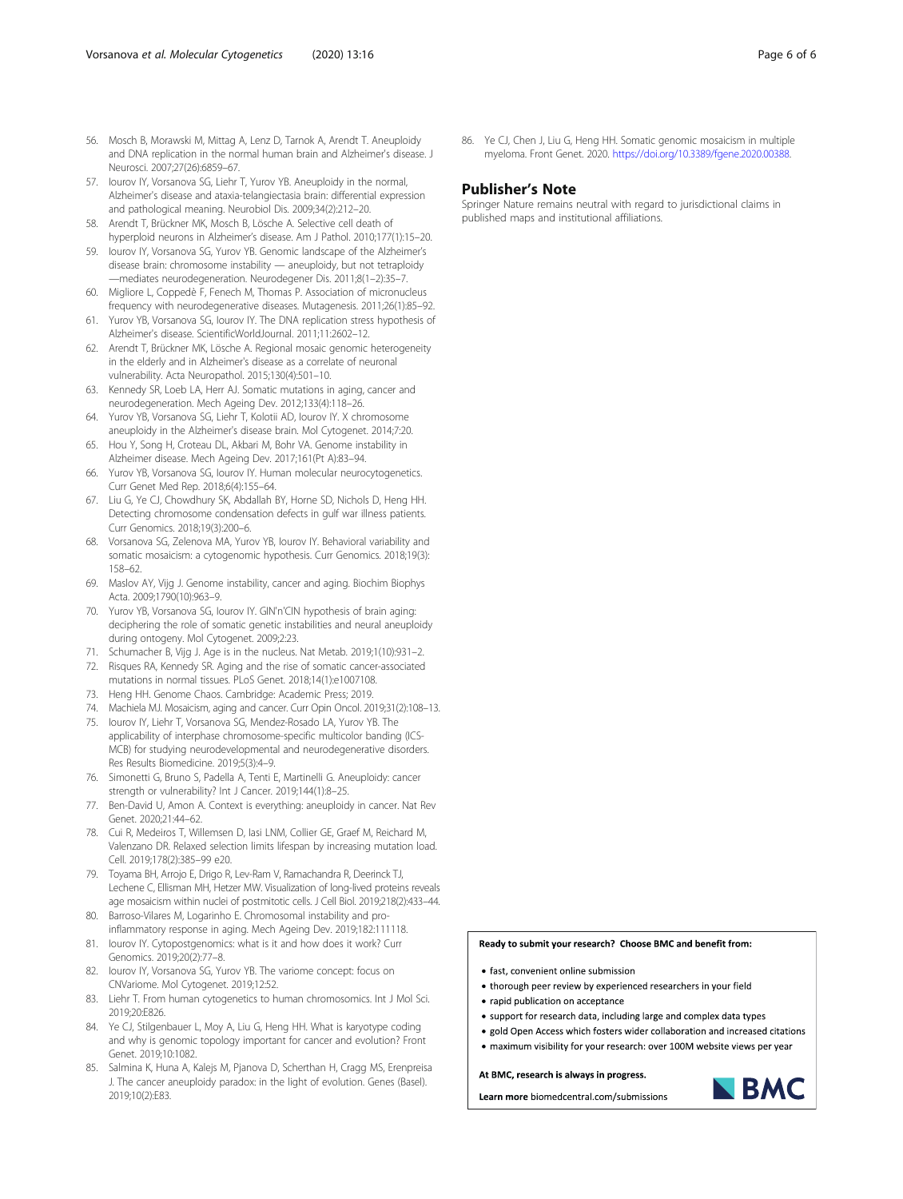56. Mosch B, Morawski M, Mittag A, Lenz D, Tarnok A, Arendt T. Aneuploidy and DNA replication in the normal human brain and Alzheimer's disease. J Neurosci. 2007;27(26):6859–67.
57. Iourov IY, Vorsanova SG, Liehr T, Yurov YB. Aneuploidy in the normal, Alzheimer's disease and ataxia-telangiectasia brain: differential expression and pathological meaning. Neurobiol Dis. 2009;34(2):212–20.
58. Arendt T, Brückner MK, Mosch B, Lösche A. Selective cell death of hyperploid neurons in Alzheimer's disease. Am J Pathol. 2010;177(1):15–20.
59. Iourov IY, Vorsanova SG, Yurov YB. Genomic landscape of the Alzheimer's disease brain: chromosome instability — aneuploidy, but not tetraploidy —mediates neurodegeneration. Neurodegener Dis. 2011;8(1–2):35–7.
60. Migliore L, Coppedè F, Fenech M, Thomas P. Association of micronucleus frequency with neurodegenerative diseases. Mutagenesis. 2011;26(1):85–92.
61. Yurov YB, Vorsanova SG, Iourov IY. The DNA replication stress hypothesis of Alzheimer's disease. ScientificWorldJournal. 2011;11:2602–12.
62. Arendt T, Brückner MK, Lösche A. Regional mosaic genomic heterogeneity in the elderly and in Alzheimer's disease as a correlate of neuronal vulnerability. Acta Neuropathol. 2015;130(4):501–10.
63. Kennedy SR, Loeb LA, Herr AJ. Somatic mutations in aging, cancer and neurodegeneration. Mech Ageing Dev. 2012;133(4):118–26.
64. Yurov YB, Vorsanova SG, Liehr T, Kolotii AD, Iourov IY. X chromosome aneuploidy in the Alzheimer's disease brain. Mol Cytogenet. 2014;7:20.
65. Hou Y, Song H, Croteau DL, Akbari M, Bohr VA. Genome instability in Alzheimer disease. Mech Ageing Dev. 2017;161(Pt A):83–94.
66. Yurov YB, Vorsanova SG, Iourov IY. Human molecular neurocytogenetics. Curr Genet Med Rep. 2018;6(4):155–64.
67. Liu G, Ye CJ, Chowdhury SK, Abdallah BY, Horne SD, Nichols D, Heng HH. Detecting chromosome condensation defects in gulf war illness patients. Curr Genomics. 2018;19(3):200–6.
68. Vorsanova SG, Zelenova MA, Yurov YB, Iourov IY. Behavioral variability and somatic mosaicism: a cytogenomic hypothesis. Curr Genomics. 2018;19(3): 158–62.
69. Maslov AY, Vijg J. Genome instability, cancer and aging. Biochim Biophys Acta. 2009;1790(10):963–9.
70. Yurov YB, Vorsanova SG, Iourov IY. GIN'n'CIN hypothesis of brain aging: deciphering the role of somatic genetic instabilities and neural aneuploidy during ontogeny. Mol Cytogenet. 2009;2:23.
71. Schumacher B, Vijg J. Age is in the nucleus. Nat Metab. 2019;1(10):931–2.
72. Risques RA, Kennedy SR. Aging and the rise of somatic cancer-associated mutations in normal tissues. PLoS Genet. 2018;14(1):e1007108.
73. Heng HH. Genome Chaos. Cambridge: Academic Press; 2019.
74. Machiela MJ. Mosaicism, aging and cancer. Curr Opin Oncol. 2019;31(2):108–13.
75. Iourov IY, Liehr T, Vorsanova SG, Mendez-Rosado LA, Yurov YB. The applicability of interphase chromosome-specific multicolor banding (ICS-MCB) for studying neurodevelopmental and neurodegenerative disorders. Res Results Biomedicine. 2019;5(3):4–9.
76. Simonetti G, Bruno S, Padella A, Tenti E, Martinelli G. Aneuploidy: cancer strength or vulnerability? Int J Cancer. 2019;144(1):8–25.
77. Ben-David U, Amon A. Context is everything: aneuploidy in cancer. Nat Rev Genet. 2020;21:44–62.
78. Cui R, Medeiros T, Willemsen D, Iasi LNM, Collier GE, Graef M, Reichard M, Valenzano DR. Relaxed selection limits lifespan by increasing mutation load. Cell. 2019;178(2):385–99 e20.
79. Toyama BH, Arrojo E, Drigo R, Lev-Ram V, Ramachandra R, Deerinck TJ, Lechene C, Ellisman MH, Hetzer MW. Visualization of long-lived proteins reveals age mosaicism within nuclei of postmitotic cells. J Cell Biol. 2019;218(2):433–44.
80. Barroso-Vilares M, Logarinho E. Chromosomal instability and pro-inflammatory response in aging. Mech Ageing Dev. 2019;182:111118.
81. Iourov IY. Cytopostgenomics: what is it and how does it work? Curr Genomics. 2019;20(2):77–8.
82. Iourov IY, Vorsanova SG, Yurov YB. The variome concept: focus on CNVariome. Mol Cytogenet. 2019;12:52.
83. Liehr T. From human cytogenetics to human chromosomics. Int J Mol Sci. 2019;20:E826.
84. Ye CJ, Stilgenbauer L, Moy A, Liu G, Heng HH. What is karyotype coding and why is genomic topology important for cancer and evolution? Front Genet. 2019;10:1082.
85. Salmina K, Huna A, Kalejs M, Pjanova D, Scherthan H, Cragg MS, Erenpreisa J. The cancer aneuploidy paradox: in the light of evolution. Genes (Basel). 2019;10(2):E83.
86. Ye CJ, Chen J, Liu G, Heng HH. Somatic genomic mosaicism in multiple myeloma. Front Genet. 2020. https://doi.org/10.3389/fgene.2020.00388.

## Publisher's Note

Springer Nature remains neutral with regard to jurisdictional claims in published maps and institutional affiliations.

**Ready to submit your research? Choose BMC and benefit from:**

- fast, convenient online submission
- thorough peer review by experienced researchers in your field
- rapid publication on acceptance
- support for research data, including large and complex data types
- gold Open Access which fosters wider collaboration and increased citations
- maximum visibility for your research: over 100M website views per year

**At BMC, research is always in progress.**

**Learn more** biomedcentral.com/submissions

BMC